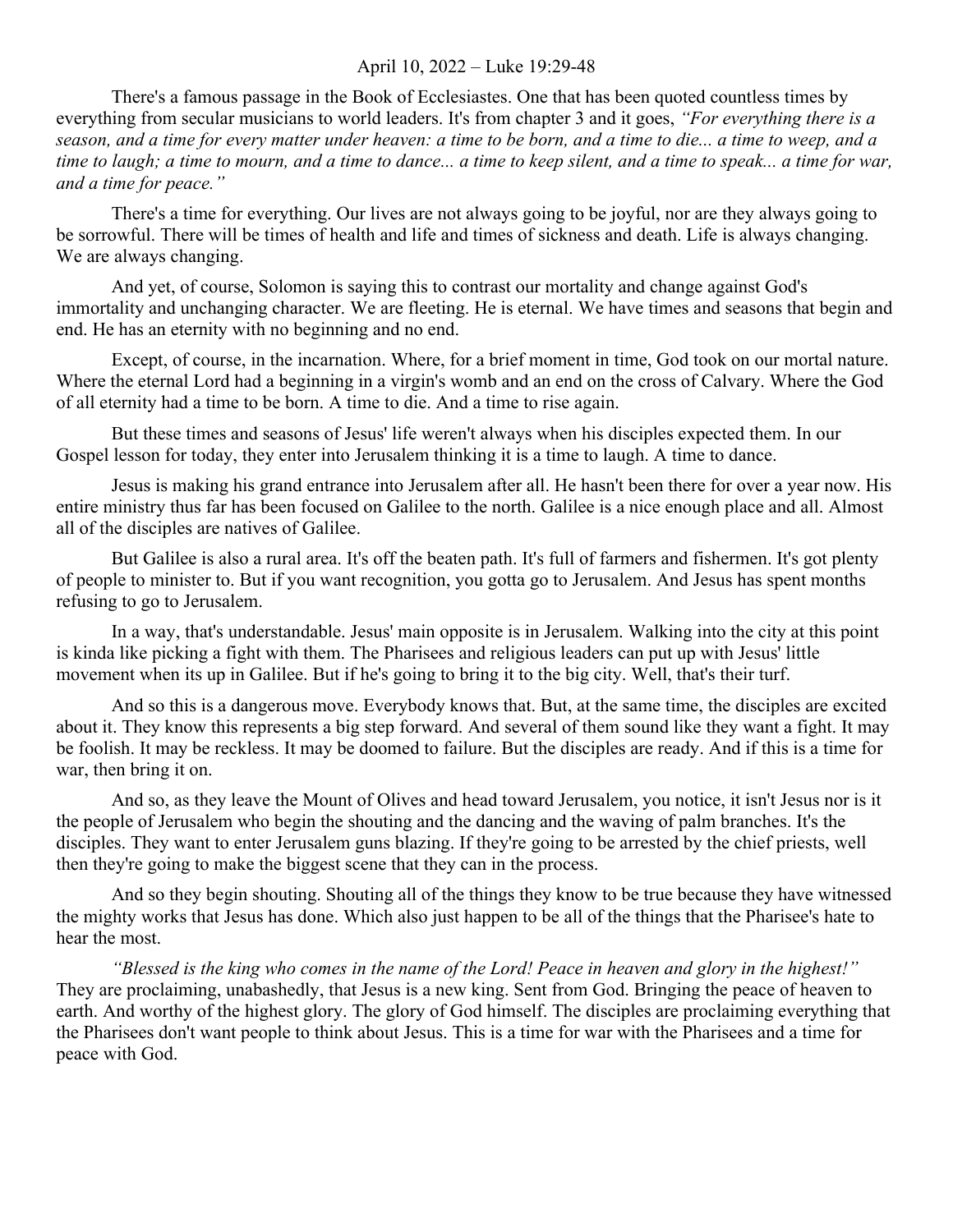April 10, 2022 – Luke 19:29-48

There's a famous passage in the Book of Ecclesiastes. One that has been quoted countless times by everything from secular musicians to world leaders. It's from chapter 3 and it goes, *"For everything there is a season, and a time for every matter under heaven: a time to be born, and a time to die... a time to weep, and a time to laugh; a time to mourn, and a time to dance... a time to keep silent, and a time to speak... a time for war, and a time for peace."*

There's a time for everything. Our lives are not always going to be joyful, nor are they always going to be sorrowful. There will be times of health and life and times of sickness and death. Life is always changing. We are always changing.

And yet, of course, Solomon is saying this to contrast our mortality and change against God's immortality and unchanging character. We are fleeting. He is eternal. We have times and seasons that begin and end. He has an eternity with no beginning and no end.

Except, of course, in the incarnation. Where, for a brief moment in time, God took on our mortal nature. Where the eternal Lord had a beginning in a virgin's womb and an end on the cross of Calvary. Where the God of all eternity had a time to be born. A time to die. And a time to rise again.

But these times and seasons of Jesus' life weren't always when his disciples expected them. In our Gospel lesson for today, they enter into Jerusalem thinking it is a time to laugh. A time to dance.

Jesus is making his grand entrance into Jerusalem after all. He hasn't been there for over a year now. His entire ministry thus far has been focused on Galilee to the north. Galilee is a nice enough place and all. Almost all of the disciples are natives of Galilee.

But Galilee is also a rural area. It's off the beaten path. It's full of farmers and fishermen. It's got plenty of people to minister to. But if you want recognition, you gotta go to Jerusalem. And Jesus has spent months refusing to go to Jerusalem.

In a way, that's understandable. Jesus' main opposite is in Jerusalem. Walking into the city at this point is kinda like picking a fight with them. The Pharisees and religious leaders can put up with Jesus' little movement when its up in Galilee. But if he's going to bring it to the big city. Well, that's their turf.

And so this is a dangerous move. Everybody knows that. But, at the same time, the disciples are excited about it. They know this represents a big step forward. And several of them sound like they want a fight. It may be foolish. It may be reckless. It may be doomed to failure. But the disciples are ready. And if this is a time for war, then bring it on.

And so, as they leave the Mount of Olives and head toward Jerusalem, you notice, it isn't Jesus nor is it the people of Jerusalem who begin the shouting and the dancing and the waving of palm branches. It's the disciples. They want to enter Jerusalem guns blazing. If they're going to be arrested by the chief priests, well then they're going to make the biggest scene that they can in the process.

And so they begin shouting. Shouting all of the things they know to be true because they have witnessed the mighty works that Jesus has done. Which also just happen to be all of the things that the Pharisee's hate to hear the most.

*"Blessed is the king who comes in the name of the Lord! Peace in heaven and glory in the highest!"* They are proclaiming, unabashedly, that Jesus is a new king. Sent from God. Bringing the peace of heaven to earth. And worthy of the highest glory. The glory of God himself. The disciples are proclaiming everything that the Pharisees don't want people to think about Jesus. This is a time for war with the Pharisees and a time for peace with God.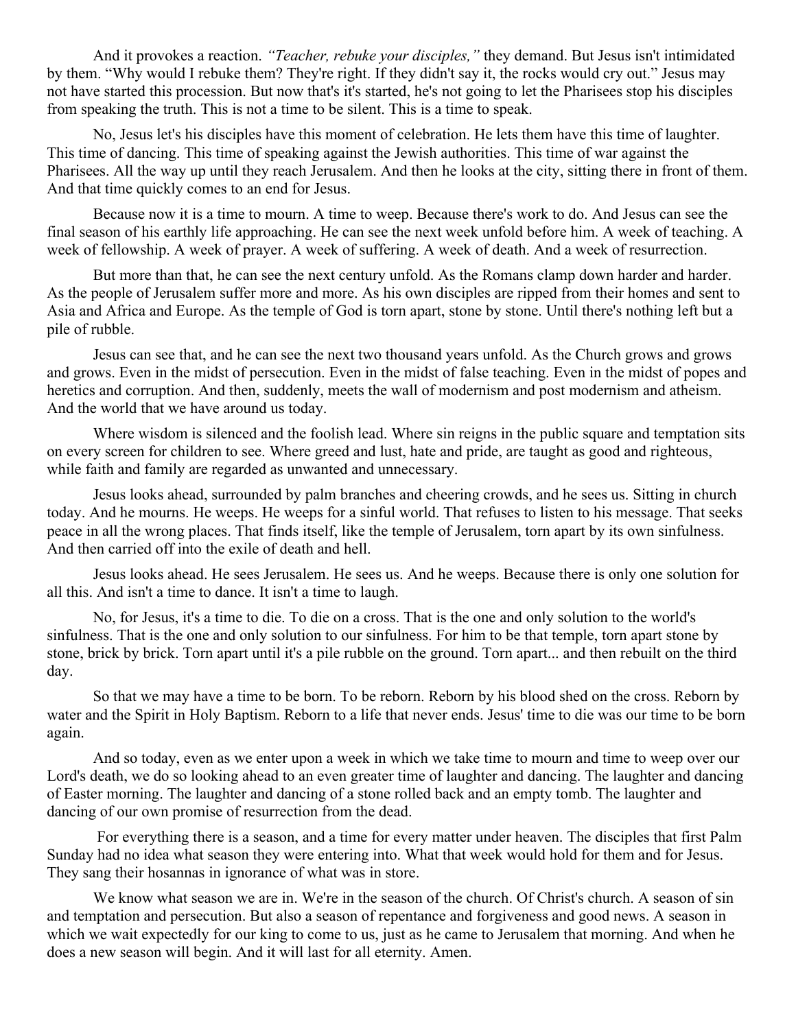And it provokes a reaction. *"Teacher, rebuke your disciples,"* they demand. But Jesus isn't intimidated by them. "Why would I rebuke them? They're right. If they didn't say it, the rocks would cry out." Jesus may not have started this procession. But now that's it's started, he's not going to let the Pharisees stop his disciples from speaking the truth. This is not a time to be silent. This is a time to speak.

No, Jesus let's his disciples have this moment of celebration. He lets them have this time of laughter. This time of dancing. This time of speaking against the Jewish authorities. This time of war against the Pharisees. All the way up until they reach Jerusalem. And then he looks at the city, sitting there in front of them. And that time quickly comes to an end for Jesus.

Because now it is a time to mourn. A time to weep. Because there's work to do. And Jesus can see the final season of his earthly life approaching. He can see the next week unfold before him. A week of teaching. A week of fellowship. A week of prayer. A week of suffering. A week of death. And a week of resurrection.

But more than that, he can see the next century unfold. As the Romans clamp down harder and harder. As the people of Jerusalem suffer more and more. As his own disciples are ripped from their homes and sent to Asia and Africa and Europe. As the temple of God is torn apart, stone by stone. Until there's nothing left but a pile of rubble.

Jesus can see that, and he can see the next two thousand years unfold. As the Church grows and grows and grows. Even in the midst of persecution. Even in the midst of false teaching. Even in the midst of popes and heretics and corruption. And then, suddenly, meets the wall of modernism and post modernism and atheism. And the world that we have around us today.

Where wisdom is silenced and the foolish lead. Where sin reigns in the public square and temptation sits on every screen for children to see. Where greed and lust, hate and pride, are taught as good and righteous, while faith and family are regarded as unwanted and unnecessary.

Jesus looks ahead, surrounded by palm branches and cheering crowds, and he sees us. Sitting in church today. And he mourns. He weeps. He weeps for a sinful world. That refuses to listen to his message. That seeks peace in all the wrong places. That finds itself, like the temple of Jerusalem, torn apart by its own sinfulness. And then carried off into the exile of death and hell.

Jesus looks ahead. He sees Jerusalem. He sees us. And he weeps. Because there is only one solution for all this. And isn't a time to dance. It isn't a time to laugh.

No, for Jesus, it's a time to die. To die on a cross. That is the one and only solution to the world's sinfulness. That is the one and only solution to our sinfulness. For him to be that temple, torn apart stone by stone, brick by brick. Torn apart until it's a pile rubble on the ground. Torn apart... and then rebuilt on the third day.

So that we may have a time to be born. To be reborn. Reborn by his blood shed on the cross. Reborn by water and the Spirit in Holy Baptism. Reborn to a life that never ends. Jesus' time to die was our time to be born again.

And so today, even as we enter upon a week in which we take time to mourn and time to weep over our Lord's death, we do so looking ahead to an even greater time of laughter and dancing. The laughter and dancing of Easter morning. The laughter and dancing of a stone rolled back and an empty tomb. The laughter and dancing of our own promise of resurrection from the dead.

For everything there is a season, and a time for every matter under heaven. The disciples that first Palm Sunday had no idea what season they were entering into. What that week would hold for them and for Jesus. They sang their hosannas in ignorance of what was in store.

We know what season we are in. We're in the season of the church. Of Christ's church. A season of sin and temptation and persecution. But also a season of repentance and forgiveness and good news. A season in which we wait expectedly for our king to come to us, just as he came to Jerusalem that morning. And when he does a new season will begin. And it will last for all eternity. Amen.